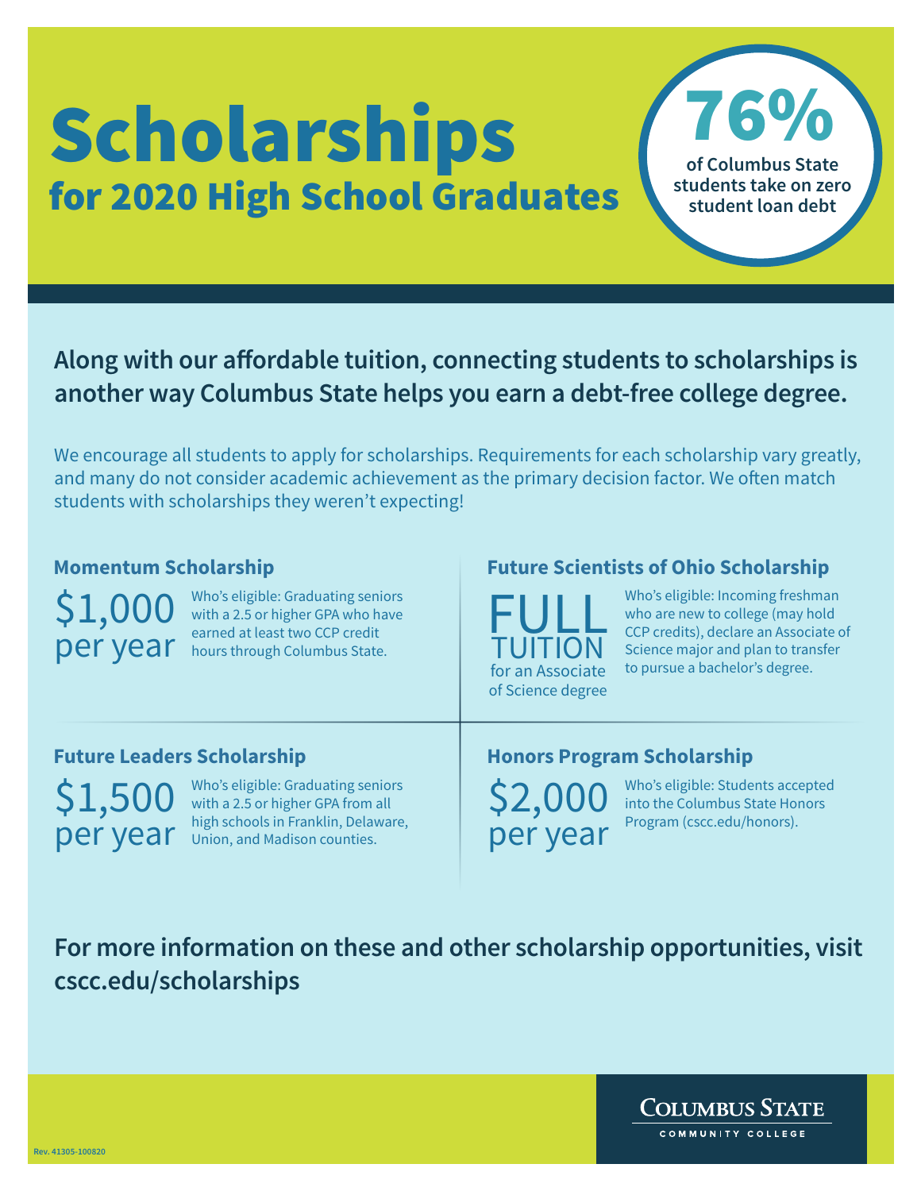# Scholarships

## for 2020 High School Graduates

**76%**

**of Columbus State students take on zero student loan debt**

**Along with our affordable tuition, connecting students to scholarships is another way Columbus State helps you earn a debt-free college degree.**

We encourage all students to apply for scholarships. Requirements for each scholarship vary greatly, and many do not consider academic achievement as the primary decision factor. We often match students with scholarships they weren't expecting!

### Momentum Scholarship

$1,000 per year

Who's eligible: Graduating seniors with a 2.5 or higher GPA who have earned at least two CCP credit hours through Columbus State.

### Future Scientists of Ohio Scholarship

FULL TUITION for an Associate of Science degree

Who's eligible: Incoming freshman who are new to college (may hold CCP credits), declare an Associate of Science major and plan to transfer to pursue a bachelor's degree.

### Future Leaders Scholarship

$1,500 per year

Who's eligible: Graduating seniors with a 2.5 or higher GPA from all high schools in Franklin, Delaware, Union, and Madison counties.

### Honors Program Scholarship

$2,000 per year

Who's eligible: Students accepted into the Columbus State Honors Program (cscc.edu/honors).

**For more information on these and other scholarship opportunities, visit cscc.edu/scholarships**

Columbus State Community College

Rev. 41305-100820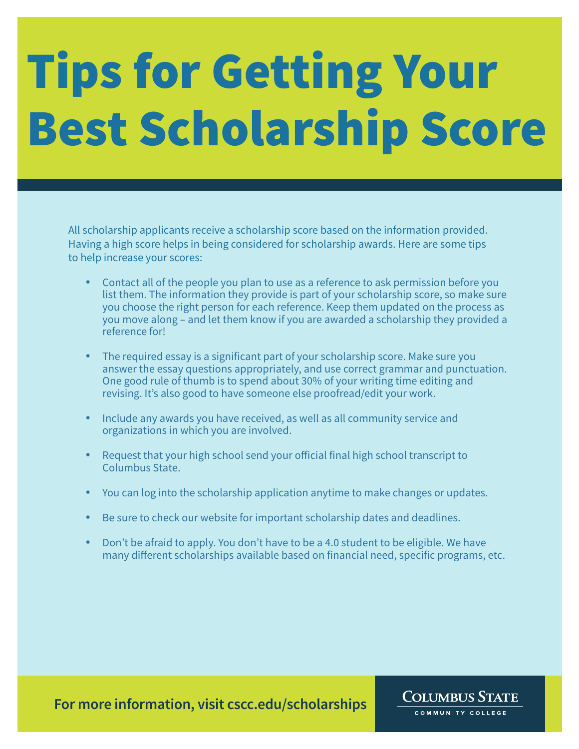# Tips for Getting Your Best Scholarship Score

All scholarship applicants receive a scholarship score based on the information provided. Having a high score helps in being considered for scholarship awards. Here are some tips to help increase your scores:

- Contact all of the people you plan to use as a reference to ask permission before you list them. The information they provide is part of your scholarship score, so make sure you choose the right person for each reference. Keep them updated on the process as you move along – and let them know if you are awarded a scholarship they provided a reference for!
- The required essay is a significant part of your scholarship score. Make sure you answer the essay questions appropriately, and use correct grammar and punctuation. One good rule of thumb is to spend about 30% of your writing time editing and revising. It's also good to have someone else proofread/edit your work.
- Include any awards you have received, as well as all community service and organizations in which you are involved.
- Request that your high school send your official final high school transcript to Columbus State.
- You can log into the scholarship application anytime to make changes or updates.
- Be sure to check our website for important scholarship dates and deadlines.
- Don't be afraid to apply. You don't have to be a 4.0 student to be eligible. We have many different scholarships available based on financial need, specific programs, etc.

**For more information, visit cscc.edu/scholarships**

COLUMBUS STATE
COMMUNITY COLLEGE